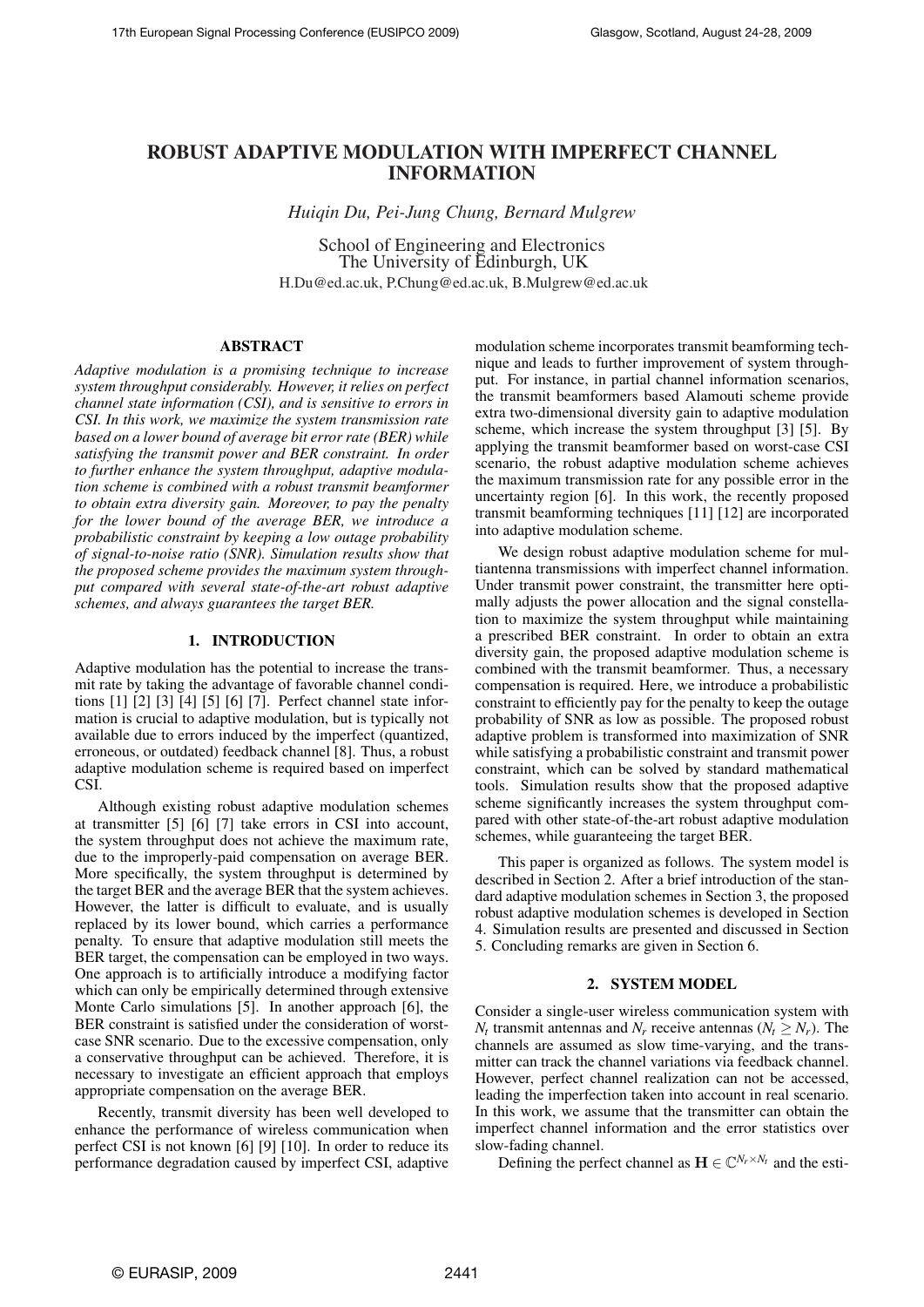# ROBUST ADAPTIVE MODULATION WITH IMPERFECT CHANNEL INFORMATION

*Huiqin Du, Pei-Jung Chung, Bernard Mulgrew*

School of Engineering and Electronics
The University of Edinburgh, UK
H.Du@ed.ac.uk, P.Chung@ed.ac.uk, B.Mulgrew@ed.ac.uk

## ABSTRACT

*Adaptive modulation is a promising technique to increase system throughput considerably. However, it relies on perfect channel state information (CSI), and is sensitive to errors in CSI. In this work, we maximize the system transmission rate based on a lower bound of average bit error rate (BER) while satisfying the transmit power and BER constraint. In order to further enhance the system throughput, adaptive modulation scheme is combined with a robust transmit beamformer to obtain extra diversity gain. Moreover, to pay the penalty for the lower bound of the average BER, we introduce a probabilistic constraint by keeping a low outage probability of signal-to-noise ratio (SNR). Simulation results show that the proposed scheme provides the maximum system throughput compared with several state-of-the-art robust adaptive schemes, and always guarantees the target BER.*

## 1. INTRODUCTION

Adaptive modulation has the potential to increase the transmit rate by taking the advantage of favorable channel conditions [1] [2] [3] [4] [5] [6] [7]. Perfect channel state information is crucial to adaptive modulation, but is typically not available due to errors induced by the imperfect (quantized, erroneous, or outdated) feedback channel [8]. Thus, a robust adaptive modulation scheme is required based on imperfect CSI.

Although existing robust adaptive modulation schemes at transmitter [5] [6] [7] take errors in CSI into account, the system throughput does not achieve the maximum rate, due to the improperly-paid compensation on average BER. More specifically, the system throughput is determined by the target BER and the average BER that the system achieves. However, the latter is difficult to evaluate, and is usually replaced by its lower bound, which carries a performance penalty. To ensure that adaptive modulation still meets the BER target, the compensation can be employed in two ways. One approach is to artificially introduce a modifying factor which can only be empirically determined through extensive Monte Carlo simulations [5]. In another approach [6], the BER constraint is satisfied under the consideration of worst-case SNR scenario. Due to the excessive compensation, only a conservative throughput can be achieved. Therefore, it is necessary to investigate an efficient approach that employs appropriate compensation on the average BER.

Recently, transmit diversity has been well developed to enhance the performance of wireless communication when perfect CSI is not known [6] [9] [10]. In order to reduce its performance degradation caused by imperfect CSI, adaptive modulation scheme incorporates transmit beamforming technique and leads to further improvement of system throughput. For instance, in partial channel information scenarios, the transmit beamformers based Alamouti scheme provide extra two-dimensional diversity gain to adaptive modulation scheme, which increase the system throughput [3] [5]. By applying the transmit beamformer based on worst-case CSI scenario, the robust adaptive modulation scheme achieves the maximum transmission rate for any possible error in the uncertainty region [6]. In this work, the recently proposed transmit beamforming techniques [11] [12] are incorporated into adaptive modulation scheme.

We design robust adaptive modulation scheme for multiantenna transmissions with imperfect channel information. Under transmit power constraint, the transmitter here optimally adjusts the power allocation and the signal constellation to maximize the system throughput while maintaining a prescribed BER constraint. In order to obtain an extra diversity gain, the proposed adaptive modulation scheme is combined with the transmit beamformer. Thus, a necessary compensation is required. Here, we introduce a probabilistic constraint to efficiently pay for the penalty to keep the outage probability of SNR as low as possible. The proposed robust adaptive problem is transformed into maximization of SNR while satisfying a probabilistic constraint and transmit power constraint, which can be solved by standard mathematical tools. Simulation results show that the proposed adaptive scheme significantly increases the system throughput compared with other state-of-the-art robust adaptive modulation schemes, while guaranteeing the target BER.

This paper is organized as follows. The system model is described in Section 2. After a brief introduction of the standard adaptive modulation schemes in Section 3, the proposed robust adaptive modulation schemes is developed in Section 4. Simulation results are presented and discussed in Section 5. Concluding remarks are given in Section 6.

## 2. SYSTEM MODEL

Consider a single-user wireless communication system with $N_t$ transmit antennas and $N_r$ receive antennas ($N_t \geq N_r$). The channels are assumed as slow time-varying, and the transmitter can track the channel variations via feedback channel. However, perfect channel realization can not be accessed, leading the imperfection taken into account in real scenario. In this work, we assume that the transmitter can obtain the imperfect channel information and the error statistics over slow-fading channel.

Defining the perfect channel as $\mathbf{H} \in \mathbb{C}^{N_r \times N_t}$ and the esti-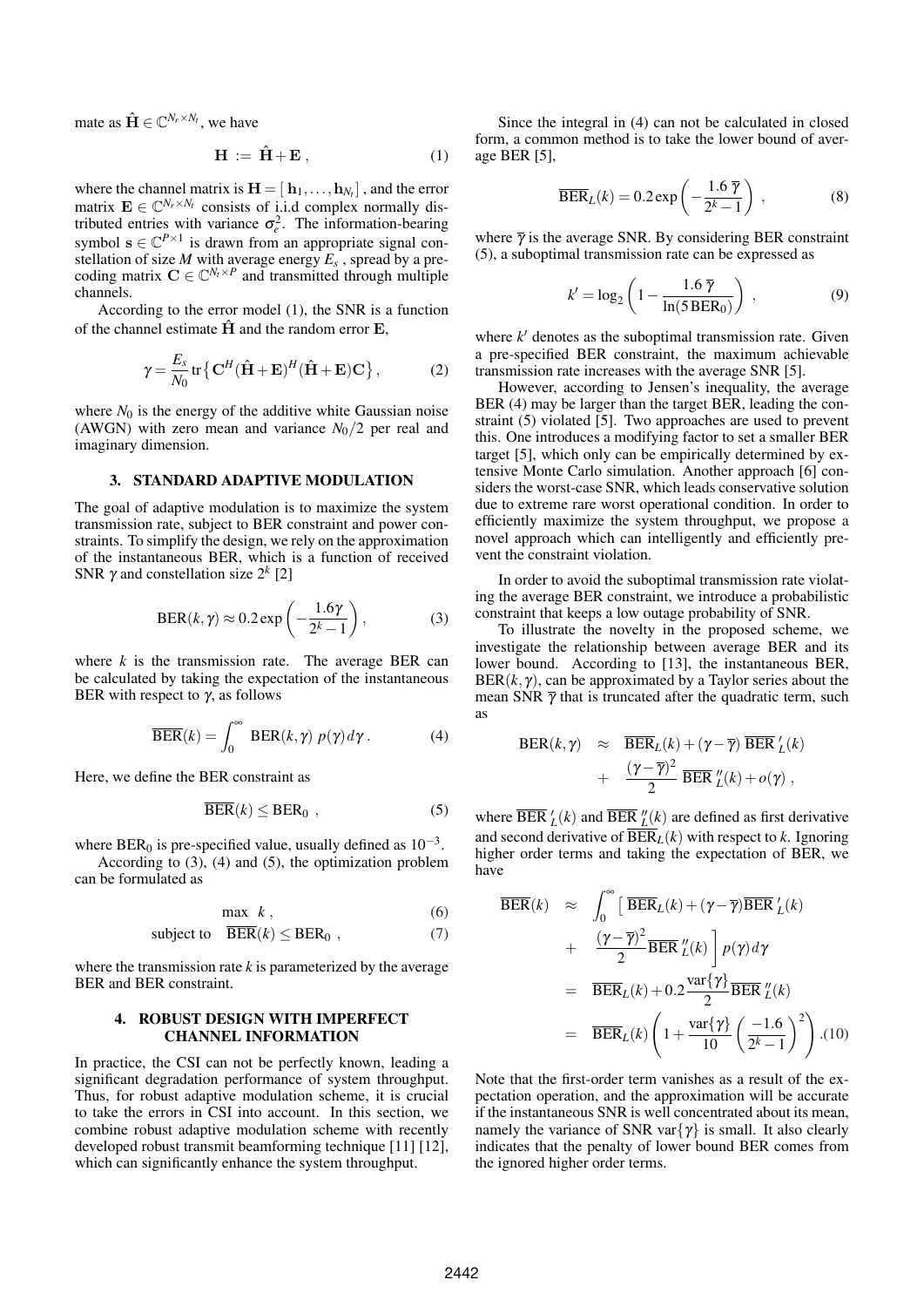mate as $\hat{\mathbf{H}} \in \mathbb{C}^{N_r \times N_t}$, we have

$$\mathbf{H} := \hat{\mathbf{H}} + \mathbf{E}\,, \tag{1}$$

where the channel matrix is $\mathbf{H} = [\,\mathbf{h}_1, \ldots, \mathbf{h}_{N_t}]$, and the error matrix $\mathbf{E} \in \mathbb{C}^{N_r \times N_t}$ consists of i.i.d complex normally distributed entries with variance $\sigma_e^2$. The information-bearing symbol $\mathbf{s} \in \mathbb{C}^{P \times 1}$ is drawn from an appropriate signal constellation of size $M$ with average energy $E_s$, spread by a precoding matrix $\mathbf{C} \in \mathbb{C}^{N_t \times P}$ and transmitted through multiple channels.

According to the error model (1), the SNR is a function of the channel estimate $\hat{\mathbf{H}}$ and the random error $\mathbf{E}$,

$$\gamma = \frac{E_s}{N_0} \operatorname{tr}\left\{\mathbf{C}^H(\hat{\mathbf{H}}+\mathbf{E})^H(\hat{\mathbf{H}}+\mathbf{E})\mathbf{C}\right\}, \tag{2}$$

where $N_0$ is the energy of the additive white Gaussian noise (AWGN) with zero mean and variance $N_0/2$ per real and imaginary dimension.

## 3. STANDARD ADAPTIVE MODULATION

The goal of adaptive modulation is to maximize the system transmission rate, subject to BER constraint and power constraints. To simplify the design, we rely on the approximation of the instantaneous BER, which is a function of received SNR $\gamma$ and constellation size $2^k$ [2]

$$\mathrm{BER}(k,\gamma) \approx 0.2\exp\left(-\frac{1.6\gamma}{2^k-1}\right), \tag{3}$$

where $k$ is the transmission rate. The average BER can be calculated by taking the expectation of the instantaneous BER with respect to $\gamma$, as follows

$$\overline{\mathrm{BER}}(k) = \int_0^\infty \mathrm{BER}(k,\gamma)\; p(\gamma)\, d\gamma\,. \tag{4}$$

Here, we define the BER constraint as

$$\overline{\mathrm{BER}}(k) \le \mathrm{BER}_0\;, \tag{5}$$

where $\mathrm{BER}_0$ is pre-specified value, usually defined as $10^{-3}$.

According to (3), (4) and (5), the optimization problem can be formulated as

$$\max \;\; k\,, \tag{6}$$

$$\text{subject to} \quad \overline{\mathrm{BER}}(k) \le \mathrm{BER}_0\;, \tag{7}$$

where the transmission rate $k$ is parameterized by the average BER and BER constraint.

## 4. ROBUST DESIGN WITH IMPERFECT CHANNEL INFORMATION

In practice, the CSI can not be perfectly known, leading a significant degradation performance of system throughput. Thus, for robust adaptive modulation scheme, it is crucial to take the errors in CSI into account. In this section, we combine robust adaptive modulation scheme with recently developed robust transmit beamforming technique [11] [12], which can significantly enhance the system throughput.

Since the integral in (4) can not be calculated in closed form, a common method is to take the lower bound of average BER [5],

$$\overline{\mathrm{BER}}_L(k) = 0.2\exp\left(-\frac{1.6\,\overline{\gamma}}{2^k-1}\right)\,, \tag{8}$$

where $\overline{\gamma}$ is the average SNR. By considering BER constraint (5), a suboptimal transmission rate can be expressed as

$$k' = \log_2\left(1 - \frac{1.6\,\overline{\gamma}}{\ln(5\,\mathrm{BER}_0)}\right)\,, \tag{9}$$

where $k'$ denotes as the suboptimal transmission rate. Given a pre-specified BER constraint, the maximum achievable transmission rate increases with the average SNR [5].

However, according to Jensen's inequality, the average BER (4) may be larger than the target BER, leading the constraint (5) violated [5]. Two approaches are used to prevent this. One introduces a modifying factor to set a smaller BER target [5], which only can be empirically determined by extensive Monte Carlo simulation. Another approach [6] considers the worst-case SNR, which leads conservative solution due to extreme rare worst operational condition. In order to efficiently maximize the system throughput, we propose a novel approach which can intelligently and efficiently prevent the constraint violation.

In order to avoid the suboptimal transmission rate violating the average BER constraint, we introduce a probabilistic constraint that keeps a low outage probability of SNR.

To illustrate the novelty in the proposed scheme, we investigate the relationship between average BER and its lower bound. According to [13], the instantaneous BER, $\mathrm{BER}(k,\gamma)$, can be approximated by a Taylor series about the mean SNR $\overline{\gamma}$ that is truncated after the quadratic term, such as

$$\begin{aligned} \mathrm{BER}(k,\gamma) \;\; &\approx \;\; \overline{\mathrm{BER}}_L(k) + (\gamma - \overline{\gamma})\,\overline{\mathrm{BER}}\,'_L(k) \\ &+ \;\; \frac{(\gamma-\overline{\gamma})^2}{2}\,\overline{\mathrm{BER}}\,''_L(k) + o(\gamma)\,, \end{aligned}$$

where $\overline{\mathrm{BER}}\,'_L(k)$ and $\overline{\mathrm{BER}}\,''_L(k)$ are defined as first derivative and second derivative of $\overline{\mathrm{BER}}_L(k)$ with respect to $k$. Ignoring higher order terms and taking the expectation of BER, we have

$$\begin{aligned} \overline{\mathrm{BER}}(k) \;\; &\approx \;\; \int_0^\infty \Big[\,\overline{\mathrm{BER}}_L(k) + (\gamma-\overline{\gamma})\overline{\mathrm{BER}}\,'_L(k) \\ &+ \;\; \frac{(\gamma-\overline{\gamma})^2}{2}\overline{\mathrm{BER}}\,''_L(k)\,\Big]\, p(\gamma)\, d\gamma \\ &= \;\; \overline{\mathrm{BER}}_L(k) + 0.2\frac{\mathrm{var}\{\gamma\}}{2}\overline{\mathrm{BER}}\,''_L(k) \\ &= \;\; \overline{\mathrm{BER}}_L(k)\left(1 + \frac{\mathrm{var}\{\gamma\}}{10}\left(\frac{-1.6}{2^k-1}\right)^2\right). \end{aligned} \tag{10}$$

Note that the first-order term vanishes as a result of the expectation operation, and the approximation will be accurate if the instantaneous SNR is well concentrated about its mean, namely the variance of SNR $\mathrm{var}\{\gamma\}$ is small. It also clearly indicates that the penalty of lower bound BER comes from the ignored higher order terms.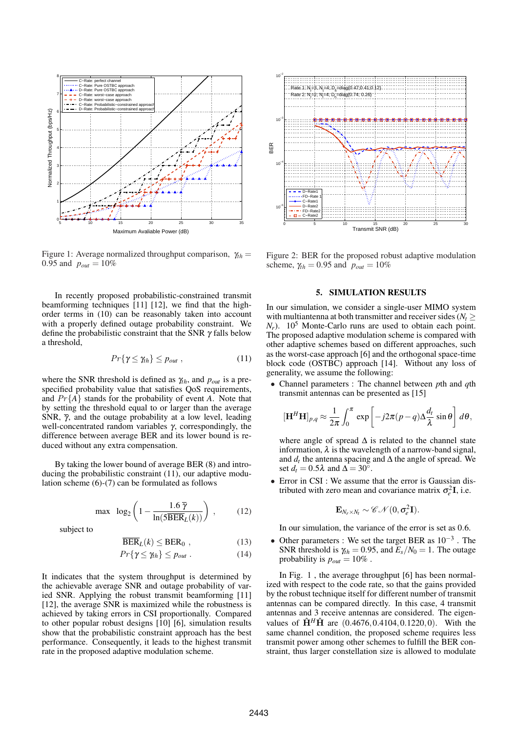Figure 1: Average normalized throughput comparison, $\gamma_{th} = 0.95$ and $p_{out} = 10\%$

Figure 2: BER for the proposed robust adaptive modulation scheme, $\gamma_{th} = 0.95$ and $p_{out} = 10\%$

In recently proposed probabilistic-constrained transmit beamforming techniques [11] [12], we find that the high-order terms in (10) can be reasonably taken into account with a properly defined outage probability constraint. We define the probabilistic constraint that the SNR $\gamma$ falls below a threshold,

$$Pr\{\gamma \leq \gamma_{th}\} \leq p_{out} \ , \tag{11}$$

where the SNR threshold is defined as $\gamma_{th}$, and $p_{out}$ is a pre-specified probability value that satisfies QoS requirements, and $Pr\{A\}$ stands for the probability of event $A$. Note that by setting the threshold equal to or larger than the average SNR, $\overline{\gamma}$, and the outage probability at a low level, leading well-concentrated random variables $\gamma$, correspondingly, the difference between average BER and its lower bound is reduced without any extra compensation.

By taking the lower bound of average BER (8) and introducing the probabilistic constraint (11), our adaptive modulation scheme (6)-(7) can be formulated as follows

$$\max \ \log_2\left(1 - \frac{1.6\,\overline{\gamma}}{\ln(5\overline{\text{BER}}_L(k))}\right) \ , \tag{12}$$

subject to

$$\overline{\text{BER}}_L(k) \leq \text{BER}_0 \ , \tag{13}$$

$$Pr\{\gamma \leq \gamma_{th}\} \leq p_{out} \ . \tag{14}$$

It indicates that the system throughput is determined by the achievable average SNR and outage probability of varied SNR. Applying the robust transmit beamforming [11] [12], the average SNR is maximized while the robustness is achieved by taking errors in CSI proportionally. Compared to other popular robust designs [10] [6], simulation results show that the probabilistic constraint approach has the best performance. Consequently, it leads to the highest transmit rate in the proposed adaptive modulation scheme.

## 5. SIMULATION RESULTS

In our simulation, we consider a single-user MIMO system with multiantenna at both transmitter and receiver sides ($N_t \geq N_r$). $10^5$ Monte-Carlo runs are used to obtain each point. The proposed adaptive modulation scheme is compared with other adaptive schemes based on different approaches, such as the worst-case approach [6] and the orthogonal space-time block code (OSTBC) approach [14]. Without any loss of generality, we assume the following:

- Channel parameters : The channel between $p$th and $q$th transmit antennas can be presented as [15]

  $$[\mathbf{H}^H\mathbf{H}]_{p,q} \approx \frac{1}{2\pi}\int_0^{\pi} \exp\left[-j2\pi(p-q)\Delta\frac{d_t}{\lambda}\sin\theta\right]\, d\theta,$$

  where angle of spread $\Delta$ is related to the channel state information, $\lambda$ is the wavelength of a narrow-band signal, and $d_t$ the antenna spacing and $\Delta$ the angle of spread. We set $d_t = 0.5\lambda$ and $\Delta = 30^\circ$.

- Error in CSI : We assume that the error is Gaussian distributed with zero mean and covariance matrix $\sigma_e^2\mathbf{I}$, i.e.

  $$\mathbf{E}_{N_r\times N_t} \sim \mathscr{CN}(0, \sigma_e^2\mathbf{I}).$$

  In our simulation, the variance of the error is set as 0.6.

- Other parameters : We set the target BER as $10^{-3}$ . The SNR threshold is $\gamma_{th} = 0.95$, and $E_s/N_0 = 1$. The outage probability is $p_{out} = 10\%$ .

In Fig. 1 , the average throughput [6] has been normalized with respect to the code rate, so that the gains provided by the robust technique itself for different number of transmit antennas can be compared directly. In this case, 4 transmit antennas and 3 receive antennas are considered. The eigenvalues of $\hat{\mathbf{H}}^H\hat{\mathbf{H}}$ are $(0.4676, 0.4104, 0.1220, 0)$. With the same channel condition, the proposed scheme requires less transmit power among other schemes to fulfill the BER constraint, thus larger constellation size is allowed to modulate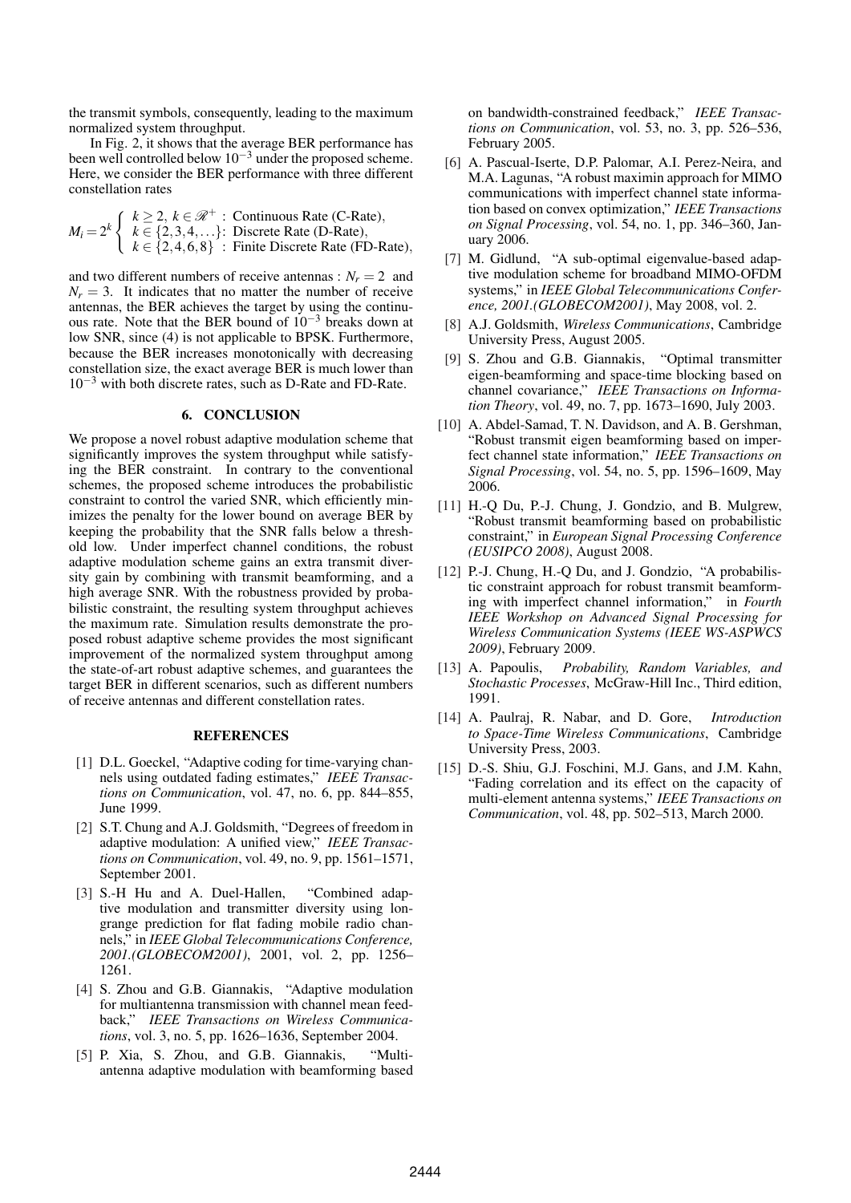the transmit symbols, consequently, leading to the maximum normalized system throughput.

In Fig. 2, it shows that the average BER performance has been well controlled below $10^{-3}$ under the proposed scheme. Here, we consider the BER performance with three different constellation rates

$$M_i = 2^k \begin{cases} k \geq 2,\ k \in \mathscr{R}^+ : \text{ Continuous Rate (C-Rate)}, \\ k \in \{2,3,4,\ldots\}: \text{ Discrete Rate (D-Rate)}, \\ k \in \{2,4,6,8\} : \text{ Finite Discrete Rate (FD-Rate)}, \end{cases}$$

and two different numbers of receive antennas : $N_r = 2$ and $N_r = 3$. It indicates that no matter the number of receive antennas, the BER achieves the target by using the continuous rate. Note that the BER bound of $10^{-3}$ breaks down at low SNR, since (4) is not applicable to BPSK. Furthermore, because the BER increases monotonically with decreasing constellation size, the exact average BER is much lower than $10^{-3}$ with both discrete rates, such as D-Rate and FD-Rate.

## 6. CONCLUSION

We propose a novel robust adaptive modulation scheme that significantly improves the system throughput while satisfying the BER constraint. In contrary to the conventional schemes, the proposed scheme introduces the probabilistic constraint to control the varied SNR, which efficiently minimizes the penalty for the lower bound on average BER by keeping the probability that the SNR falls below a threshold low. Under imperfect channel conditions, the robust adaptive modulation scheme gains an extra transmit diversity gain by combining with transmit beamforming, and a high average SNR. With the robustness provided by probabilistic constraint, the resulting system throughput achieves the maximum rate. Simulation results demonstrate the proposed robust adaptive scheme provides the most significant improvement of the normalized system throughput among the state-of-art robust adaptive schemes, and guarantees the target BER in different scenarios, such as different numbers of receive antennas and different constellation rates.

## REFERENCES

[1] D.L. Goeckel, "Adaptive coding for time-varying channels using outdated fading estimates," *IEEE Transactions on Communication*, vol. 47, no. 6, pp. 844–855, June 1999.

[2] S.T. Chung and A.J. Goldsmith, "Degrees of freedom in adaptive modulation: A unified view," *IEEE Transactions on Communication*, vol. 49, no. 9, pp. 1561–1571, September 2001.

[3] S.-H Hu and A. Duel-Hallen, "Combined adaptive modulation and transmitter diversity using longrange prediction for flat fading mobile radio channels," in *IEEE Global Telecommunications Conference, 2001.(GLOBECOM2001)*, 2001, vol. 2, pp. 1256–1261.

[4] S. Zhou and G.B. Giannakis, "Adaptive modulation for multiantenna transmission with channel mean feedback," *IEEE Transactions on Wireless Communications*, vol. 3, no. 5, pp. 1626–1636, September 2004.

[5] P. Xia, S. Zhou, and G.B. Giannakis, "Multiantenna adaptive modulation with beamforming based on bandwidth-constrained feedback," *IEEE Transactions on Communication*, vol. 53, no. 3, pp. 526–536, February 2005.

[6] A. Pascual-Iserte, D.P. Palomar, A.I. Perez-Neira, and M.A. Lagunas, "A robust maximin approach for MIMO communications with imperfect channel state information based on convex optimization," *IEEE Transactions on Signal Processing*, vol. 54, no. 1, pp. 346–360, January 2006.

[7] M. Gidlund, "A sub-optimal eigenvalue-based adaptive modulation scheme for broadband MIMO-OFDM systems," in *IEEE Global Telecommunications Conference, 2001.(GLOBECOM2001)*, May 2008, vol. 2.

[8] A.J. Goldsmith, *Wireless Communications*, Cambridge University Press, August 2005.

[9] S. Zhou and G.B. Giannakis, "Optimal transmitter eigen-beamforming and space-time blocking based on channel covariance," *IEEE Transactions on Information Theory*, vol. 49, no. 7, pp. 1673–1690, July 2003.

[10] A. Abdel-Samad, T. N. Davidson, and A. B. Gershman, "Robust transmit eigen beamforming based on imperfect channel state information," *IEEE Transactions on Signal Processing*, vol. 54, no. 5, pp. 1596–1609, May 2006.

[11] H.-Q Du, P.-J. Chung, J. Gondzio, and B. Mulgrew, "Robust transmit beamforming based on probabilistic constraint," in *European Signal Processing Conference (EUSIPCO 2008)*, August 2008.

[12] P.-J. Chung, H.-Q Du, and J. Gondzio, "A probabilistic constraint approach for robust transmit beamforming with imperfect channel information," in *Fourth IEEE Workshop on Advanced Signal Processing for Wireless Communication Systems (IEEE WS-ASPWCS 2009)*, February 2009.

[13] A. Papoulis, *Probability, Random Variables, and Stochastic Processes*, McGraw-Hill Inc., Third edition, 1991.

[14] A. Paulraj, R. Nabar, and D. Gore, *Introduction to Space-Time Wireless Communications*, Cambridge University Press, 2003.

[15] D.-S. Shiu, G.J. Foschini, M.J. Gans, and J.M. Kahn, "Fading correlation and its effect on the capacity of multi-element antenna systems," *IEEE Transactions on Communication*, vol. 48, pp. 502–513, March 2000.